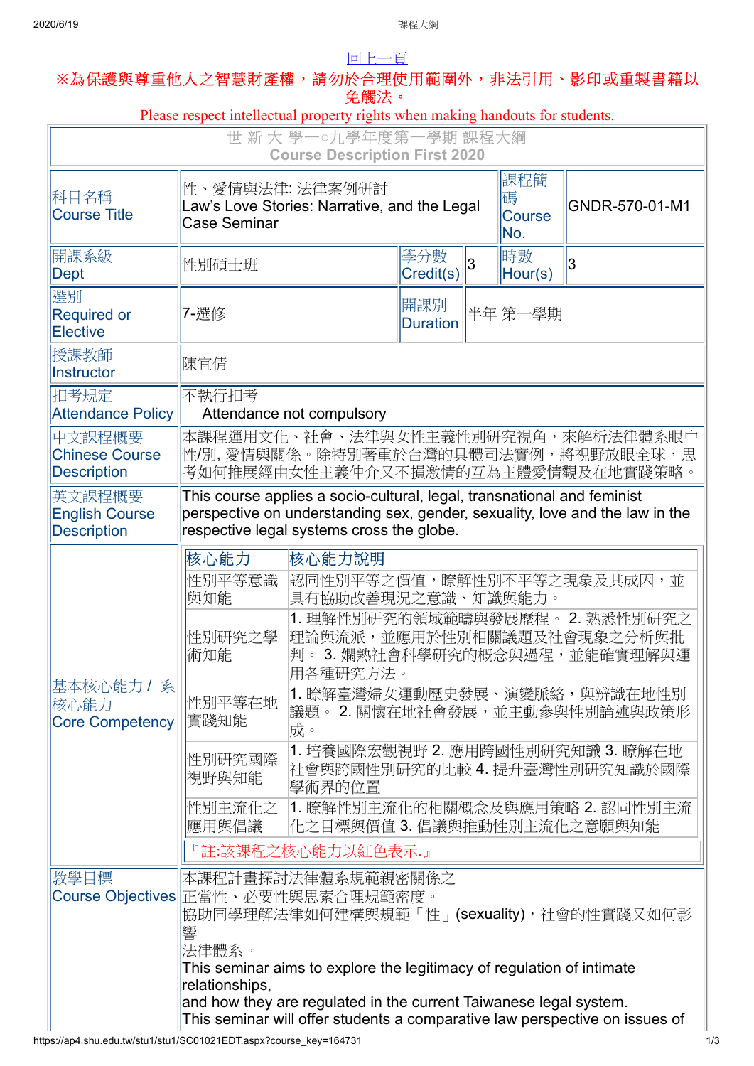回上一頁

※為保護與尊重他人之智慧財產權，請勿於合理使用範圍外，非法引用、影印或重製書籍以免觸法。

Please respect intellectual property rights when making handouts for students.

世 新 大 學一○九學年度第一學期 課程大綱
Course Description First 2020

| 科目名稱 Course Title | 性、愛情與法律: 法律案例研討 Law's Love Stories: Narrative, and the Legal Case Seminar | | 課程簡碼 Course No. | GNDR-570-01-M1 |
|---|---|---|---|---|
| 開課系級 Dept | 性別碩士班 | 學分數 Credit(s) 3 | 時數 Hour(s) | 3 |
| 選別 Required or Elective | 7-選修 | 開課別 Duration | 半年 第一學期 | |
| 授課教師 Instructor | 陳宜倩 | | | |
| 扣考規定 Attendance Policy | 不執行扣考 Attendance not compulsory | | | |
| 中文課程概要 Chinese Course Description | 本課程運用文化、社會、法律與女性主義性別研究視角，來解析法律體系眼中性/別, 愛情與關係。除特別著重於台灣的具體司法實例，將視野放眼全球，思考如何推展經由女性主義仲介又不損激情的互為主體愛情觀及在地實踐策略。 | | | |
| 英文課程概要 English Course Description | This course applies a socio-cultural, legal, transnational and feminist perspective on understanding sex, gender, sexuality, love and the law in the respective legal systems cross the globe. | | | |

**基本核心能力 / 系核心能力 Core Competency**

| 核心能力 | 核心能力說明 |
|---|---|
| 性別平等意識與知能 | 認同性別平等之價值，瞭解性別不平等之現象及其成因，並具有協助改善現況之意識、知識與能力。 |
| 性別研究之學術知能 | 1. 理解性別研究的領域範疇與發展歷程。 2. 熟悉性別研究之理論與流派，並應用於性別相關議題及社會現象之分析與批判。 3. 嫻熟社會科學研究的概念與過程，並能確實理解與運用各種研究方法。 |
| 性別平等在地實踐知能 | 1. 瞭解臺灣婦女運動歷史發展、演變脈絡，與辨識在地性別議題。 2. 關懷在地社會發展，並主動參與性別論述與政策形成。 |
| 性別研究國際視野與知能 | 1. 培養國際宏觀視野 2. 應用跨國性別研究知識 3. 瞭解在地社會與跨國性別研究的比較 4. 提升臺灣性別研究知識於國際學術界的位置 |
| 性別主流化之應用與倡議 | 1. 瞭解性別主流化的相關概念及與應用策略 2. 認同性別主流化之目標與價值 3. 倡議與推動性別主流化之意願與知能 |

『註:該課程之核心能力以紅色表示.』

**教學目標 Course Objectives**

本課程計畫探討法律體系規範親密關係之
正當性、必要性與思索合理規範密度。
協助同學理解法律如何建構與規範「性」(sexuality)，社會的性實踐又如何影響
法律體系。
This seminar aims to explore the legitimacy of regulation of intimate relationships,
and how they are regulated in the current Taiwanese legal system.
This seminar will offer students a comparative law perspective on issues of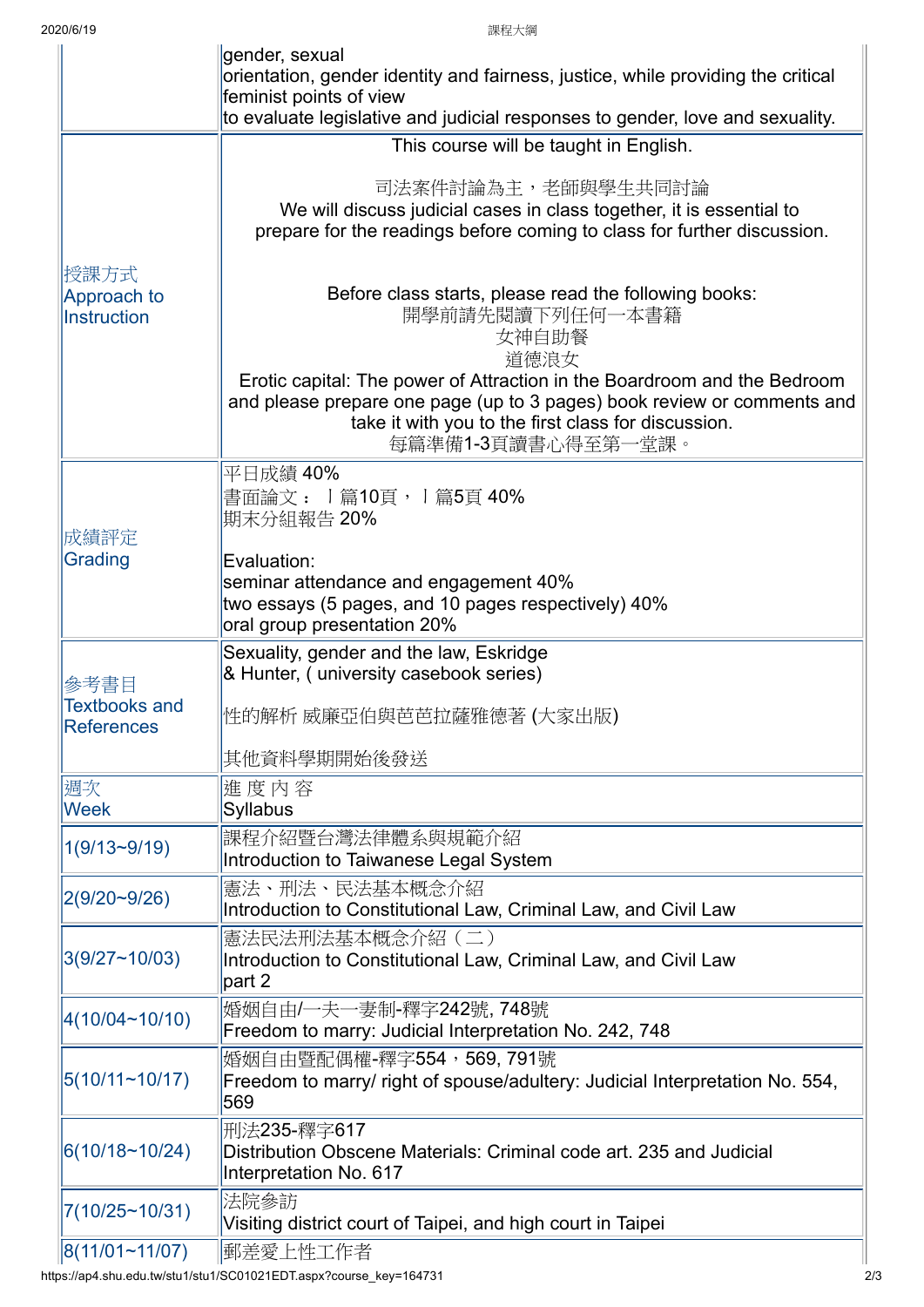| | |
|---|---|
| | gender, sexual<br>orientation, gender identity and fairness, justice, while providing the critical feminist points of view<br>to evaluate legislative and judicial responses to gender, love and sexuality. |
| 授課方式<br>Approach to Instruction | This course will be taught in English.<br><br>司法案件討論為主，老師與學生共同討論<br>We will discuss judicial cases in class together, it is essential to prepare for the readings before coming to class for further discussion.<br><br>Before class starts, please read the following books:<br>開學前請先閱讀下列任何一本書籍<br>女神自助餐<br>道德浪女<br>Erotic capital: The power of Attraction in the Boardroom and the Bedroom<br>and please prepare one page (up to 3 pages) book review or comments and take it with you to the first class for discussion.<br>每篇準備1-3頁讀書心得至第一堂課。 |
| 成績評定<br>Grading | 平日成績 40%<br>書面論文：ㄧ篇10頁，ㄧ篇5頁 40%<br>期末分組報告 20%<br><br>Evaluation:<br>seminar attendance and engagement 40%<br>two essays (5 pages, and 10 pages respectively) 40%<br>oral group presentation 20% |
| 參考書目<br>Textbooks and References | Sexuality, gender and the law, Eskridge & Hunter, ( university casebook series)<br><br>性的解析 威廉亞伯與芭芭拉薩雅德著 (大家出版)<br><br>其他資料學期開始後發送 |
| 週次<br>Week | 進 度 內 容<br>Syllabus |
| 1(9/13~9/19) | 課程介紹暨台灣法律體系與規範介紹<br>Introduction to Taiwanese Legal System |
| 2(9/20~9/26) | 憲法、刑法、民法基本概念介紹<br>Introduction to Constitutional Law, Criminal Law, and Civil Law |
| 3(9/27~10/03) | 憲法民法刑法基本概念介紹（二）<br>Introduction to Constitutional Law, Criminal Law, and Civil Law part 2 |
| 4(10/04~10/10) | 婚姻自由/一夫一妻制-釋字242號, 748號<br>Freedom to marry: Judicial Interpretation No. 242, 748 |
| 5(10/11~10/17) | 婚姻自由暨配偶權-釋字554，569, 791號<br>Freedom to marry/ right of spouse/adultery: Judicial Interpretation No. 554, 569 |
| 6(10/18~10/24) | 刑法235-釋字617<br>Distribution Obscene Materials: Criminal code art. 235 and Judicial Interpretation No. 617 |
| 7(10/25~10/31) | 法院參訪<br>Visiting district court of Taipei, and high court in Taipei |
| 8(11/01~11/07) | 郵差愛上性工作者 |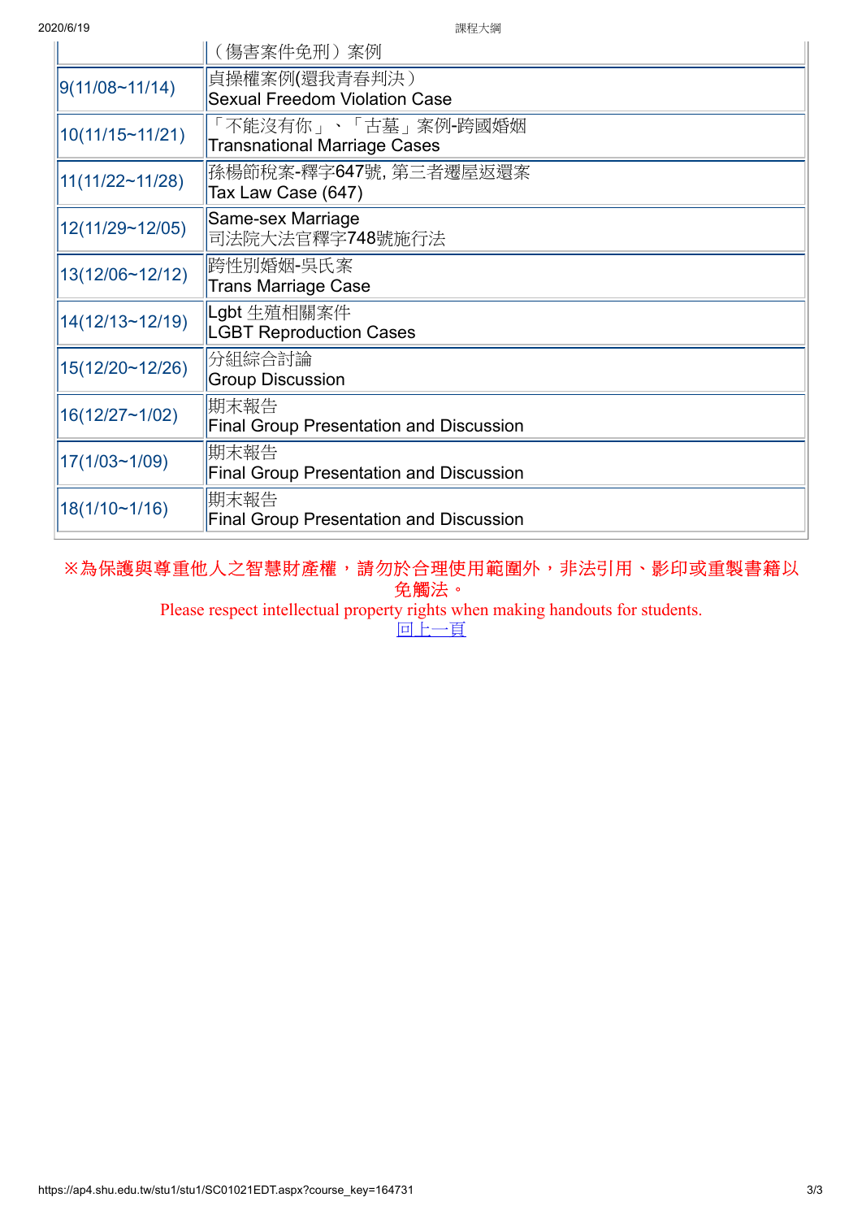| | |
|---|---|
| | （傷害案件免刑）案例 |
| 9(11/08~11/14) | 貞操權案例(還我青春判決）<br>Sexual Freedom Violation Case |
| 10(11/15~11/21) | 「不能沒有你」、「古墓」案例-跨國婚姻<br>Transnational Marriage Cases |
| 11(11/22~11/28) | 孫楊節稅案-釋字647號, 第三者遷屋返還案<br>Tax Law Case (647) |
| 12(11/29~12/05) | Same-sex Marriage<br>司法院大法官釋字748號施行法 |
| 13(12/06~12/12) | 跨性別婚姻-吳氏案<br>Trans Marriage Case |
| 14(12/13~12/19) | Lgbt 生殖相關案件<br>LGBT Reproduction Cases |
| 15(12/20~12/26) | 分組綜合討論<br>Group Discussion |
| 16(12/27~1/02) | 期末報告<br>Final Group Presentation and Discussion |
| 17(1/03~1/09) | 期末報告<br>Final Group Presentation and Discussion |
| 18(1/10~1/16) | 期末報告<br>Final Group Presentation and Discussion |

※為保護與尊重他人之智慧財產權，請勿於合理使用範圍外，非法引用、影印或重製書籍以免觸法。

Please respect intellectual property rights when making handouts for students.

回上一頁